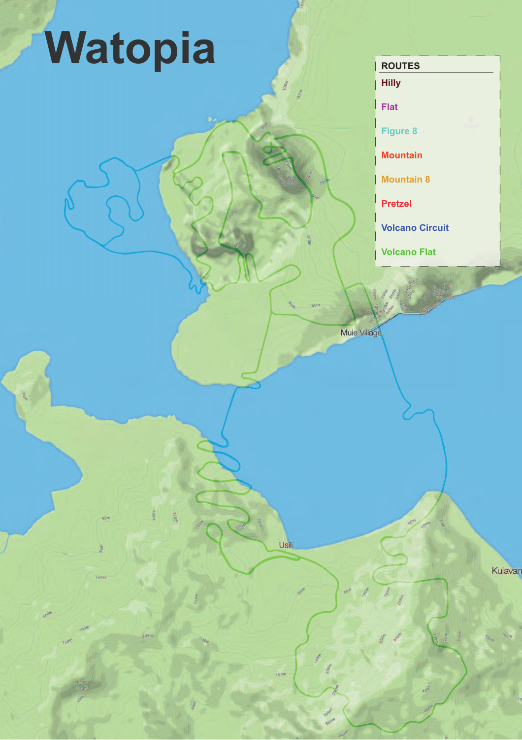# Watopia

**ROUTES**

- Hilly
- Flat
- Figure 8
- Mountain
- Mountain 8
- Pretzel
- Volcano Circuit
- Volcano Flat

Muie Village

Usili

Kulavan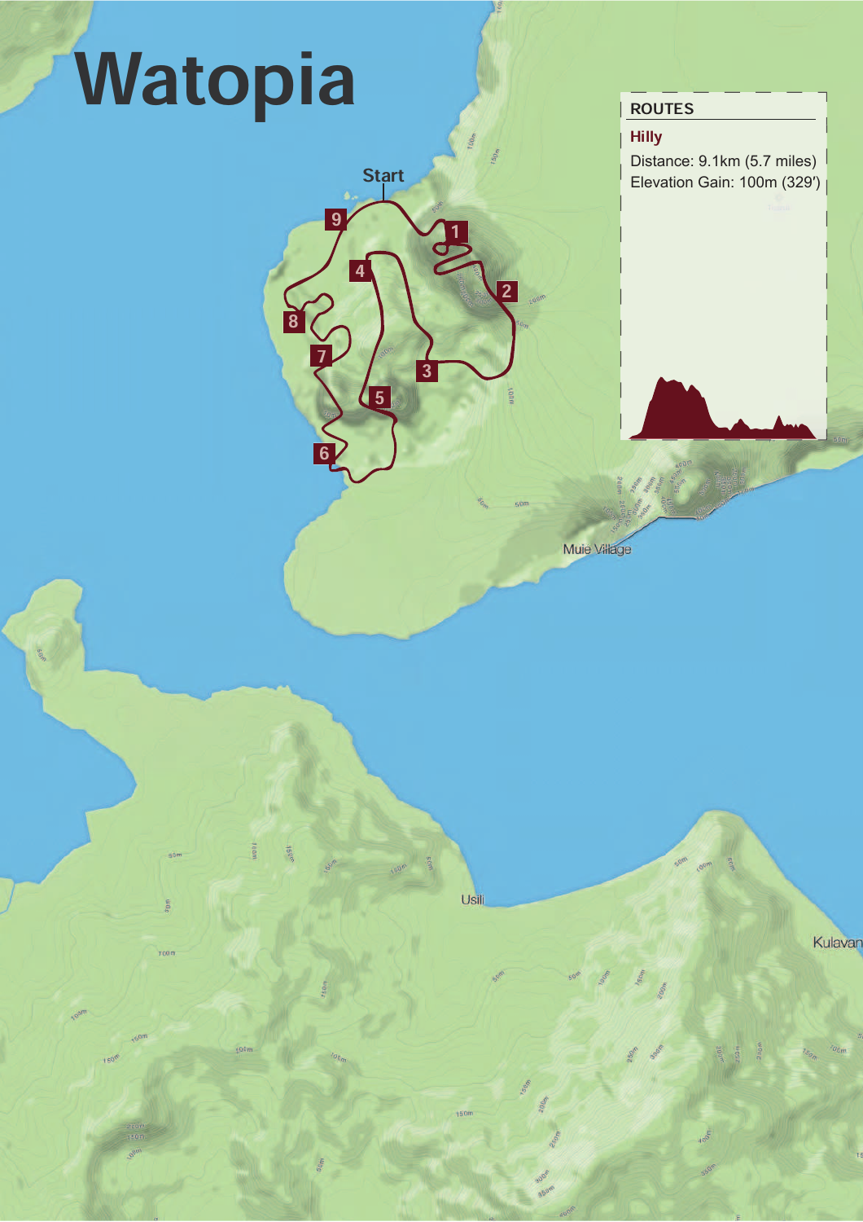# Watopia

ROUTES

**Hilly**

Distance: 9.1km (5.7 miles)

Elevation Gain: 100m (329′)

Start

Muie Village

Usili

Kulavan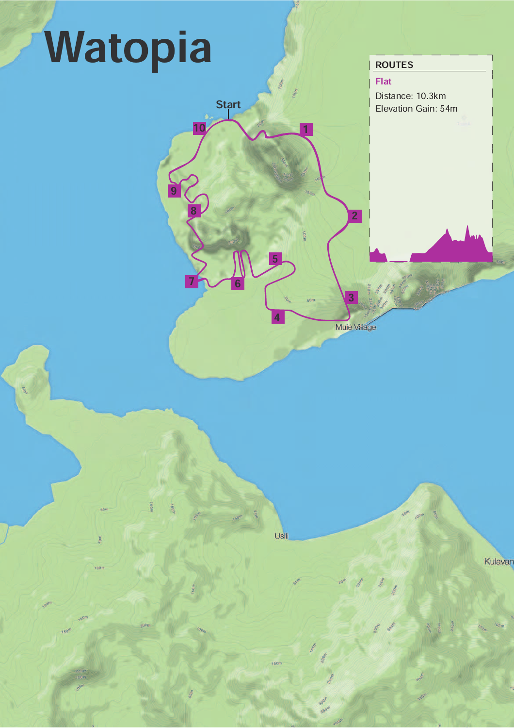# Watopia

**ROUTES**

**Flat**

Distance: 10.3km

Elevation Gain: 54m

Start

1

2

3

4

5

6

7

8

9

10

Muie Village

Usili

Kulavan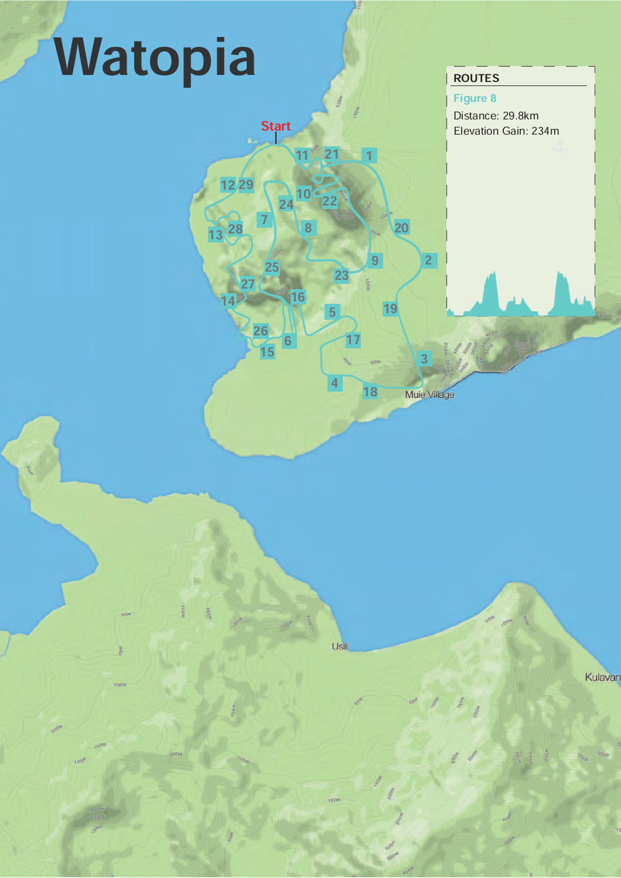# Watopia

**ROUTES**

Figure 8

Distance: 29.8km

Elevation Gain: 234m

Start

Muie Village

Usili

Kulavan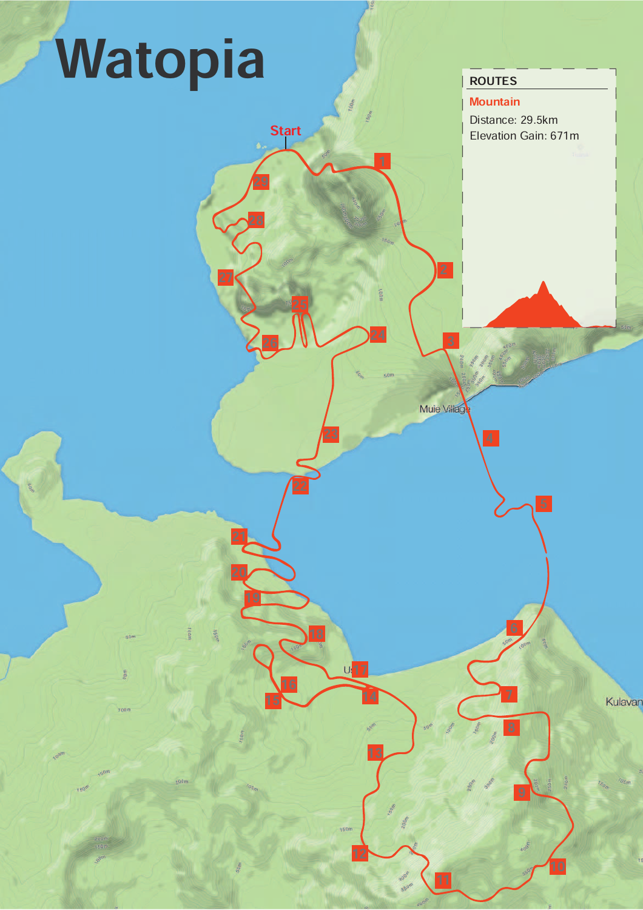# Watopia

**ROUTES**

**Mountain**

Distance: 29.5km

Elevation Gain: 671m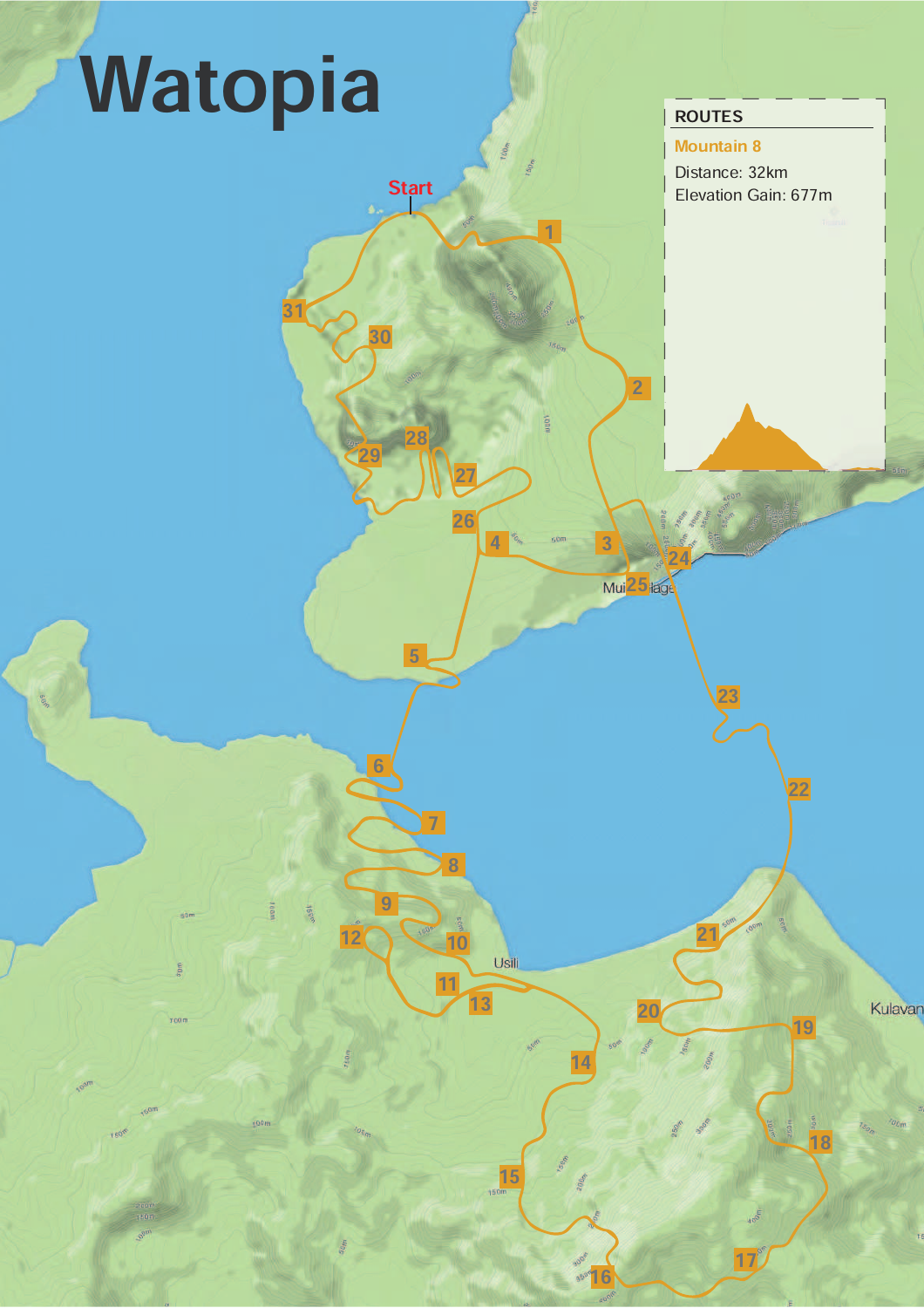# Watopia

**ROUTES**

**Mountain 8**

Distance: 32km

Elevation Gain: 677m

Start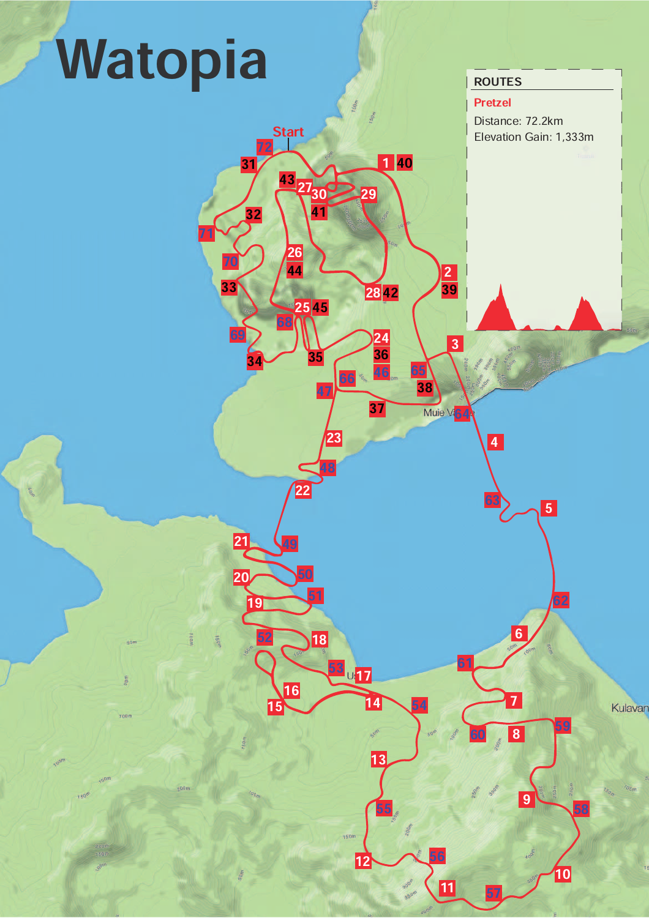# Watopia

**ROUTES**

**Pretzel**

Distance: 72.2km

Elevation Gain: 1,333m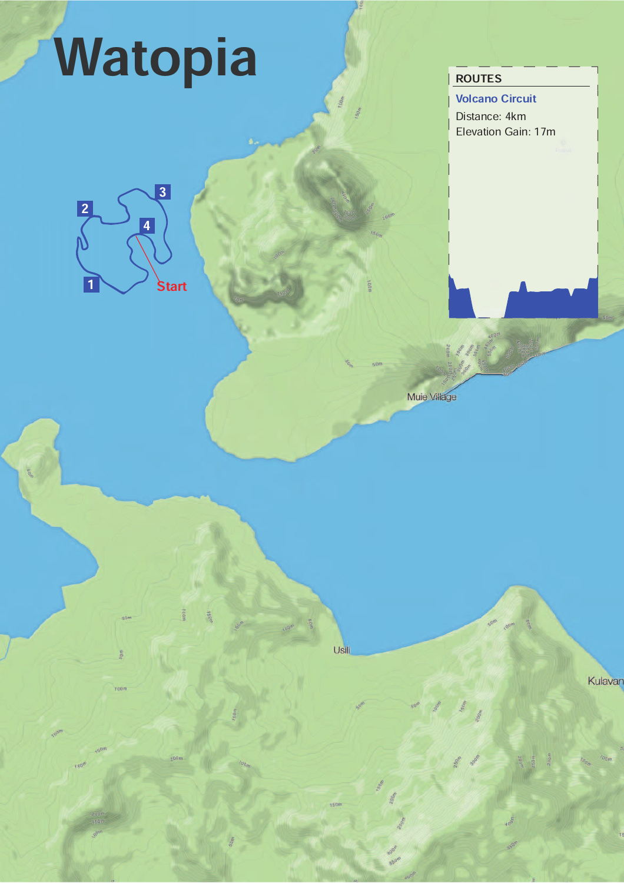# Watopia

**ROUTES**

**Volcano Circuit**

Distance: 4km

Elevation Gain: 17m

1

2

3

4

Start

Muie Village

Usili

Kulavan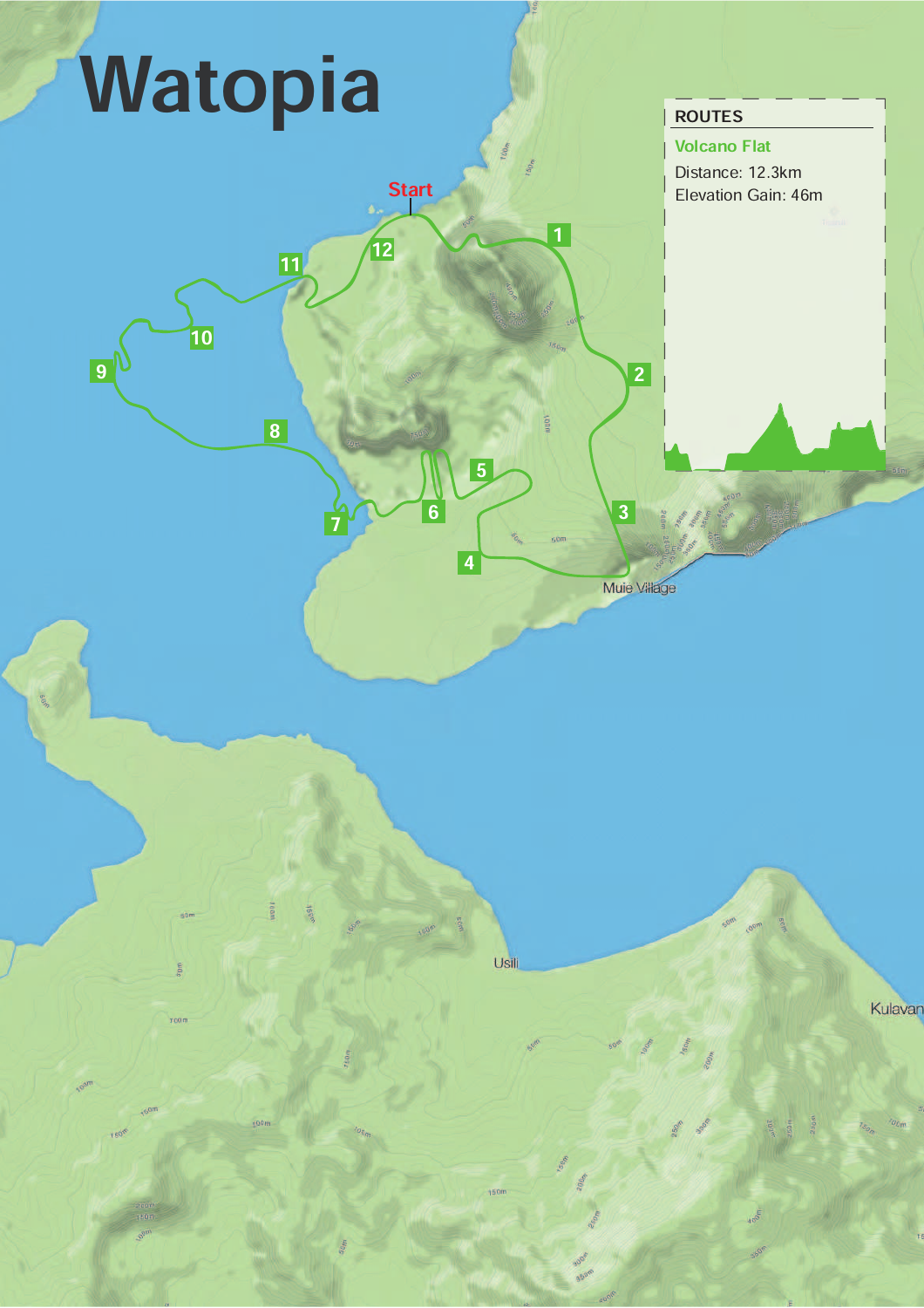# Watopia

## ROUTES

**Volcano Flat**

Distance: 12.3km

Elevation Gain: 46m

Start

1

2

3

4

5

6

7

8

9

10

11

12

Muie Village

Usili

Kulavan